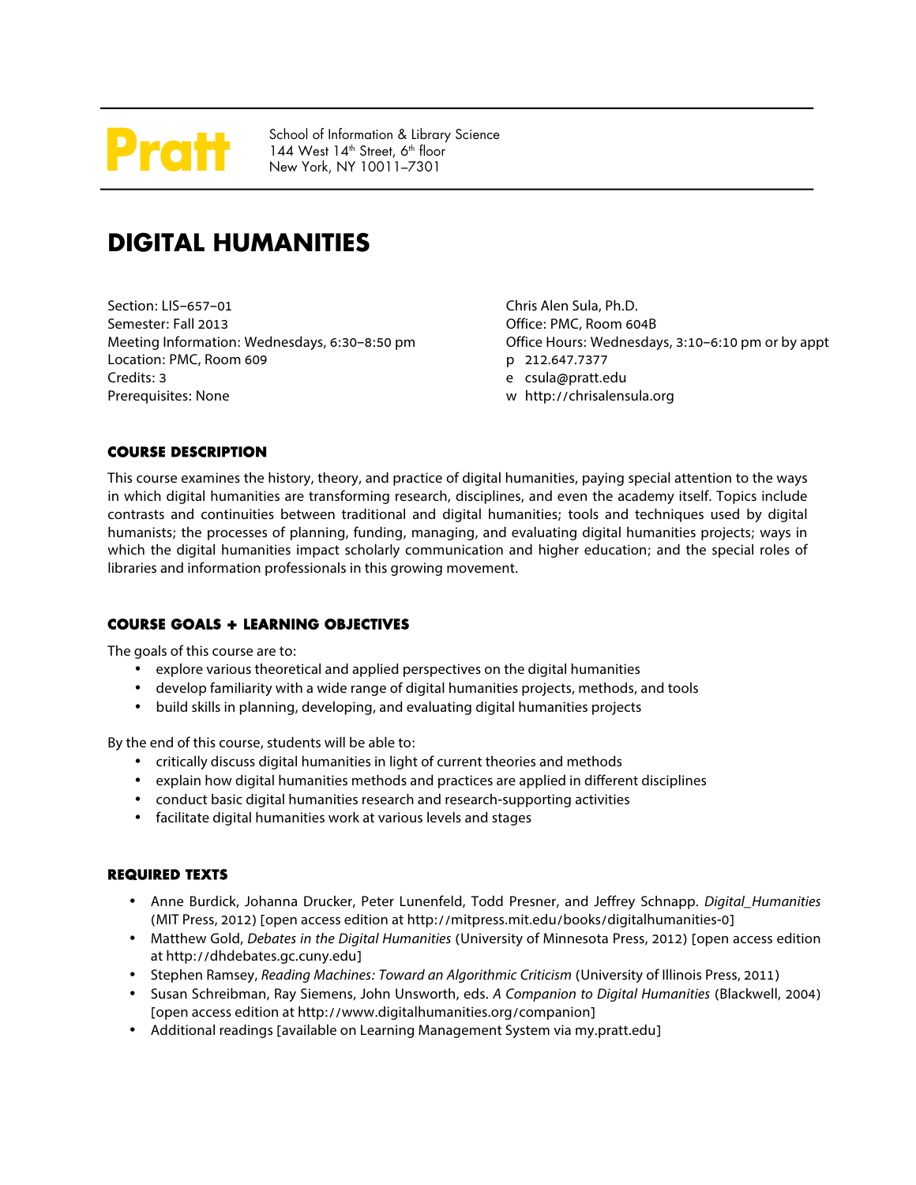**Pratt** School of Information & Library Science
144 West 14th Street, 6th floor
New York, NY 10011–7301

# DIGITAL HUMANITIES

Section: LIS–657–01
Semester: Fall 2013
Meeting Information: Wednesdays, 6:30–8:50 pm
Location: PMC, Room 609
Credits: 3
Prerequisites: None

Chris Alen Sula, Ph.D.
Office: PMC, Room 604B
Office Hours: Wednesdays, 3:10–6:10 pm or by appt
p 212.647.7377
e csula@pratt.edu
w http://chrisalensula.org

## COURSE DESCRIPTION

This course examines the history, theory, and practice of digital humanities, paying special attention to the ways in which digital humanities are transforming research, disciplines, and even the academy itself. Topics include contrasts and continuities between traditional and digital humanities; tools and techniques used by digital humanists; the processes of planning, funding, managing, and evaluating digital humanities projects; ways in which the digital humanities impact scholarly communication and higher education; and the special roles of libraries and information professionals in this growing movement.

## COURSE GOALS + LEARNING OBJECTIVES

The goals of this course are to:

- explore various theoretical and applied perspectives on the digital humanities
- develop familiarity with a wide range of digital humanities projects, methods, and tools
- build skills in planning, developing, and evaluating digital humanities projects

By the end of this course, students will be able to:

- critically discuss digital humanities in light of current theories and methods
- explain how digital humanities methods and practices are applied in different disciplines
- conduct basic digital humanities research and research-supporting activities
- facilitate digital humanities work at various levels and stages

## REQUIRED TEXTS

- Anne Burdick, Johanna Drucker, Peter Lunenfeld, Todd Presner, and Jeffrey Schnapp. *Digital_Humanities* (MIT Press, 2012) [open access edition at http://mitpress.mit.edu/books/digitalhumanities-0]
- Matthew Gold, *Debates in the Digital Humanities* (University of Minnesota Press, 2012) [open access edition at http://dhdebates.gc.cuny.edu]
- Stephen Ramsey, *Reading Machines: Toward an Algorithmic Criticism* (University of Illinois Press, 2011)
- Susan Schreibman, Ray Siemens, John Unsworth, eds. *A Companion to Digital Humanities* (Blackwell, 2004) [open access edition at http://www.digitalhumanities.org/companion]
- Additional readings [available on Learning Management System via my.pratt.edu]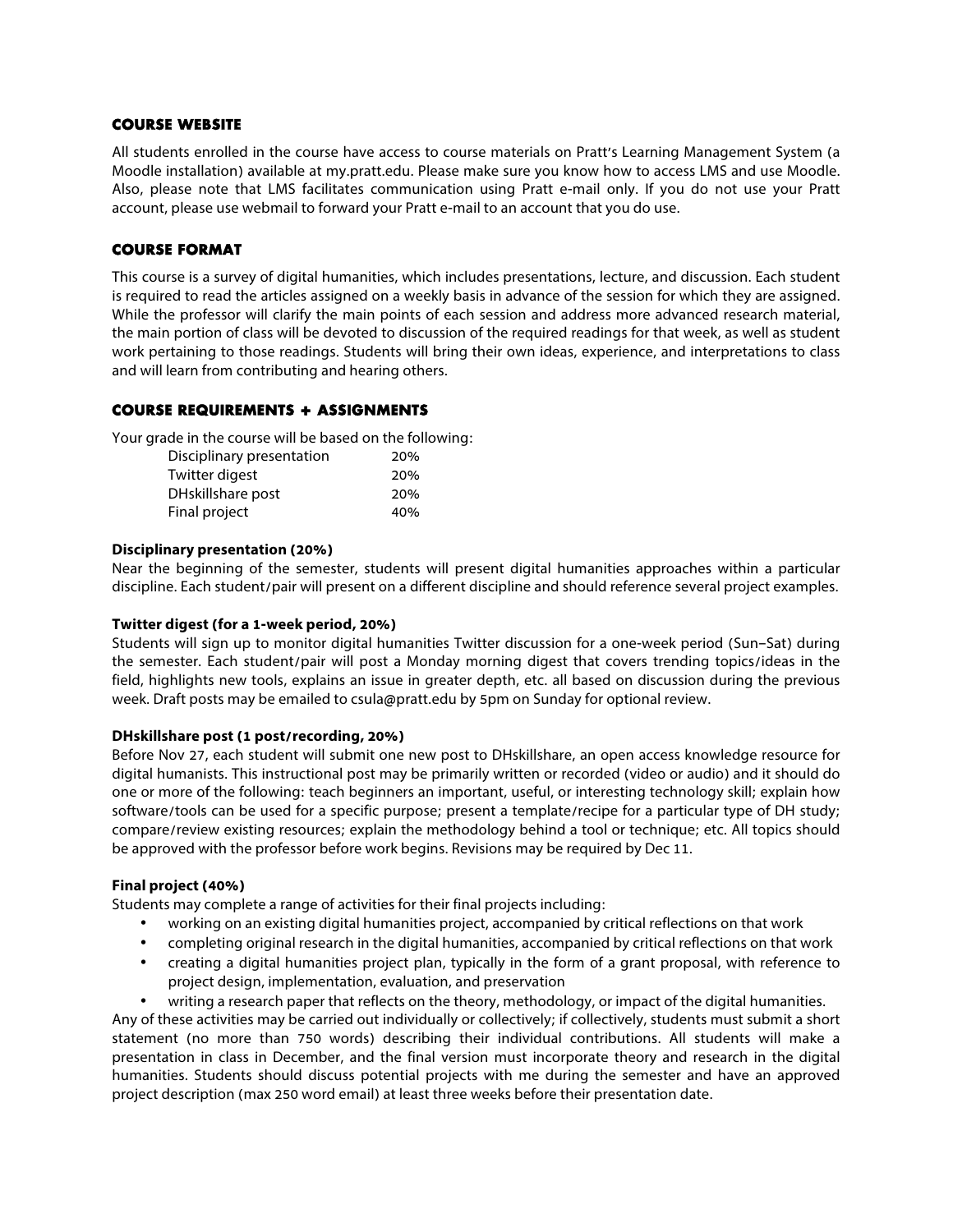## COURSE WEBSITE

All students enrolled in the course have access to course materials on Pratt's Learning Management System (a Moodle installation) available at my.pratt.edu. Please make sure you know how to access LMS and use Moodle. Also, please note that LMS facilitates communication using Pratt e-mail only. If you do not use your Pratt account, please use webmail to forward your Pratt e-mail to an account that you do use.

## COURSE FORMAT

This course is a survey of digital humanities, which includes presentations, lecture, and discussion. Each student is required to read the articles assigned on a weekly basis in advance of the session for which they are assigned. While the professor will clarify the main points of each session and address more advanced research material, the main portion of class will be devoted to discussion of the required readings for that week, as well as student work pertaining to those readings. Students will bring their own ideas, experience, and interpretations to class and will learn from contributing and hearing others.

## COURSE REQUIREMENTS + ASSIGNMENTS

Your grade in the course will be based on the following:

| | |
|---|---|
| Disciplinary presentation | 20% |
| Twitter digest | 20% |
| DHskillshare post | 20% |
| Final project | 40% |

**Disciplinary presentation (20%)**
Near the beginning of the semester, students will present digital humanities approaches within a particular discipline. Each student/pair will present on a different discipline and should reference several project examples.

**Twitter digest (for a 1-week period, 20%)**
Students will sign up to monitor digital humanities Twitter discussion for a one-week period (Sun–Sat) during the semester. Each student/pair will post a Monday morning digest that covers trending topics/ideas in the field, highlights new tools, explains an issue in greater depth, etc. all based on discussion during the previous week. Draft posts may be emailed to csula@pratt.edu by 5pm on Sunday for optional review.

**DHskillshare post (1 post/recording, 20%)**
Before Nov 27, each student will submit one new post to DHskillshare, an open access knowledge resource for digital humanists. This instructional post may be primarily written or recorded (video or audio) and it should do one or more of the following: teach beginners an important, useful, or interesting technology skill; explain how software/tools can be used for a specific purpose; present a template/recipe for a particular type of DH study; compare/review existing resources; explain the methodology behind a tool or technique; etc. All topics should be approved with the professor before work begins. Revisions may be required by Dec 11.

**Final project (40%)**
Students may complete a range of activities for their final projects including:

- working on an existing digital humanities project, accompanied by critical reflections on that work
- completing original research in the digital humanities, accompanied by critical reflections on that work
- creating a digital humanities project plan, typically in the form of a grant proposal, with reference to project design, implementation, evaluation, and preservation
- writing a research paper that reflects on the theory, methodology, or impact of the digital humanities.

Any of these activities may be carried out individually or collectively; if collectively, students must submit a short statement (no more than 750 words) describing their individual contributions. All students will make a presentation in class in December, and the final version must incorporate theory and research in the digital humanities. Students should discuss potential projects with me during the semester and have an approved project description (max 250 word email) at least three weeks before their presentation date.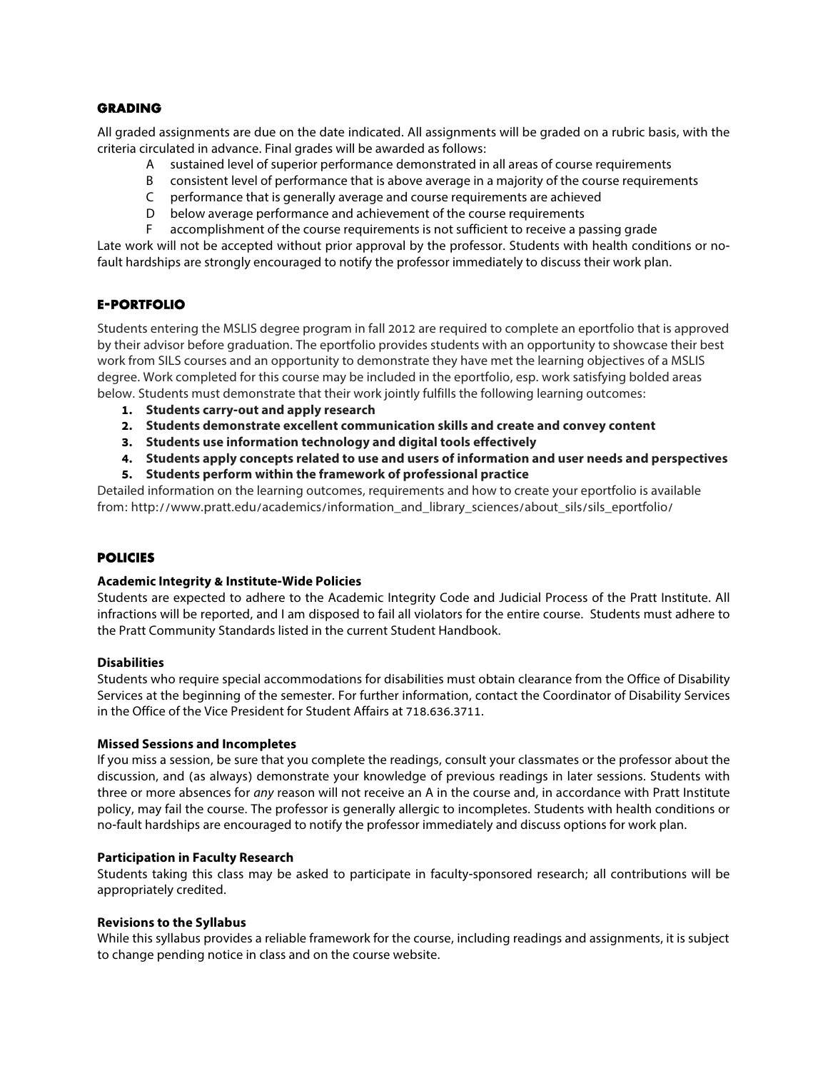## GRADING

All graded assignments are due on the date indicated. All assignments will be graded on a rubric basis, with the criteria circulated in advance. Final grades will be awarded as follows:

- A sustained level of superior performance demonstrated in all areas of course requirements
- B consistent level of performance that is above average in a majority of the course requirements
- C performance that is generally average and course requirements are achieved
- D below average performance and achievement of the course requirements
- F accomplishment of the course requirements is not sufficient to receive a passing grade

Late work will not be accepted without prior approval by the professor. Students with health conditions or no-fault hardships are strongly encouraged to notify the professor immediately to discuss their work plan.

## E-PORTFOLIO

Students entering the MSLIS degree program in fall 2012 are required to complete an eportfolio that is approved by their advisor before graduation. The eportfolio provides students with an opportunity to showcase their best work from SILS courses and an opportunity to demonstrate they have met the learning objectives of a MSLIS degree. Work completed for this course may be included in the eportfolio, esp. work satisfying bolded areas below. Students must demonstrate that their work jointly fulfills the following learning outcomes:

1. **Students carry-out and apply research**
2. **Students demonstrate excellent communication skills and create and convey content**
3. **Students use information technology and digital tools effectively**
4. **Students apply concepts related to use and users of information and user needs and perspectives**
5. **Students perform within the framework of professional practice**

Detailed information on the learning outcomes, requirements and how to create your eportfolio is available from: http://www.pratt.edu/academics/information_and_library_sciences/about_sils/sils_eportfolio/

## POLICIES

**Academic Integrity & Institute-Wide Policies**

Students are expected to adhere to the Academic Integrity Code and Judicial Process of the Pratt Institute. All infractions will be reported, and I am disposed to fail all violators for the entire course. Students must adhere to the Pratt Community Standards listed in the current Student Handbook.

**Disabilities**

Students who require special accommodations for disabilities must obtain clearance from the Office of Disability Services at the beginning of the semester. For further information, contact the Coordinator of Disability Services in the Office of the Vice President for Student Affairs at 718.636.3711.

**Missed Sessions and Incompletes**

If you miss a session, be sure that you complete the readings, consult your classmates or the professor about the discussion, and (as always) demonstrate your knowledge of previous readings in later sessions. Students with three or more absences for *any* reason will not receive an A in the course and, in accordance with Pratt Institute policy, may fail the course. The professor is generally allergic to incompletes. Students with health conditions or no-fault hardships are encouraged to notify the professor immediately and discuss options for work plan.

**Participation in Faculty Research**

Students taking this class may be asked to participate in faculty-sponsored research; all contributions will be appropriately credited.

**Revisions to the Syllabus**

While this syllabus provides a reliable framework for the course, including readings and assignments, it is subject to change pending notice in class and on the course website.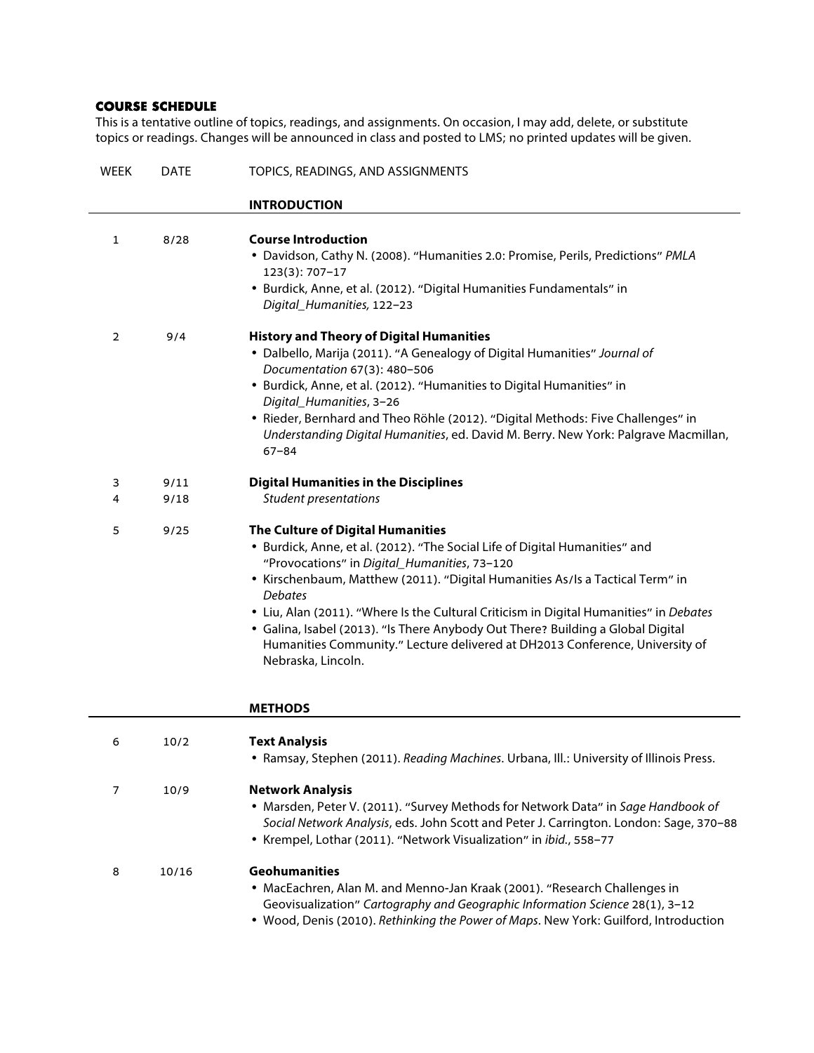## COURSE SCHEDULE

This is a tentative outline of topics, readings, and assignments. On occasion, I may add, delete, or substitute topics or readings. Changes will be announced in class and posted to LMS; no printed updates will be given.

| WEEK | DATE | TOPICS, READINGS, AND ASSIGNMENTS |
|---|---|---|
| | | **INTRODUCTION** |
| 1 | 8/28 | **Course Introduction**<br>• Davidson, Cathy N. (2008). "Humanities 2.0: Promise, Perils, Predictions" *PMLA* 123(3): 707–17<br>• Burdick, Anne, et al. (2012). "Digital Humanities Fundamentals" in *Digital_Humanities,* 122–23 |
| 2 | 9/4 | **History and Theory of Digital Humanities**<br>• Dalbello, Marija (2011). "A Genealogy of Digital Humanities" *Journal of Documentation* 67(3): 480–506<br>• Burdick, Anne, et al. (2012). "Humanities to Digital Humanities" in *Digital_Humanities*, 3–26<br>• Rieder, Bernhard and Theo Röhle (2012). "Digital Methods: Five Challenges" in *Understanding Digital Humanities*, ed. David M. Berry. New York: Palgrave Macmillan, 67–84 |
| 3 | 9/11 | **Digital Humanities in the Disciplines** |
| 4 | 9/18 | *Student presentations* |
| 5 | 9/25 | **The Culture of Digital Humanities**<br>• Burdick, Anne, et al. (2012). "The Social Life of Digital Humanities" and "Provocations" in *Digital_Humanities*, 73–120<br>• Kirschenbaum, Matthew (2011). "Digital Humanities As/Is a Tactical Term" in *Debates*<br>• Liu, Alan (2011). "Where Is the Cultural Criticism in Digital Humanities" in *Debates*<br>• Galina, Isabel (2013). "Is There Anybody Out There? Building a Global Digital Humanities Community." Lecture delivered at DH2013 Conference, University of Nebraska, Lincoln. |
| | | **METHODS** |
| 6 | 10/2 | **Text Analysis**<br>• Ramsay, Stephen (2011). *Reading Machines*. Urbana, Ill.: University of Illinois Press. |
| 7 | 10/9 | **Network Analysis**<br>• Marsden, Peter V. (2011). "Survey Methods for Network Data" in *Sage Handbook of Social Network Analysis*, eds. John Scott and Peter J. Carrington. London: Sage, 370–88<br>• Krempel, Lothar (2011). "Network Visualization" in *ibid.*, 558–77 |
| 8 | 10/16 | **Geohumanities**<br>• MacEachren, Alan M. and Menno-Jan Kraak (2001). "Research Challenges in Geovisualization" *Cartography and Geographic Information Science* 28(1), 3–12<br>• Wood, Denis (2010). *Rethinking the Power of Maps*. New York: Guilford, Introduction |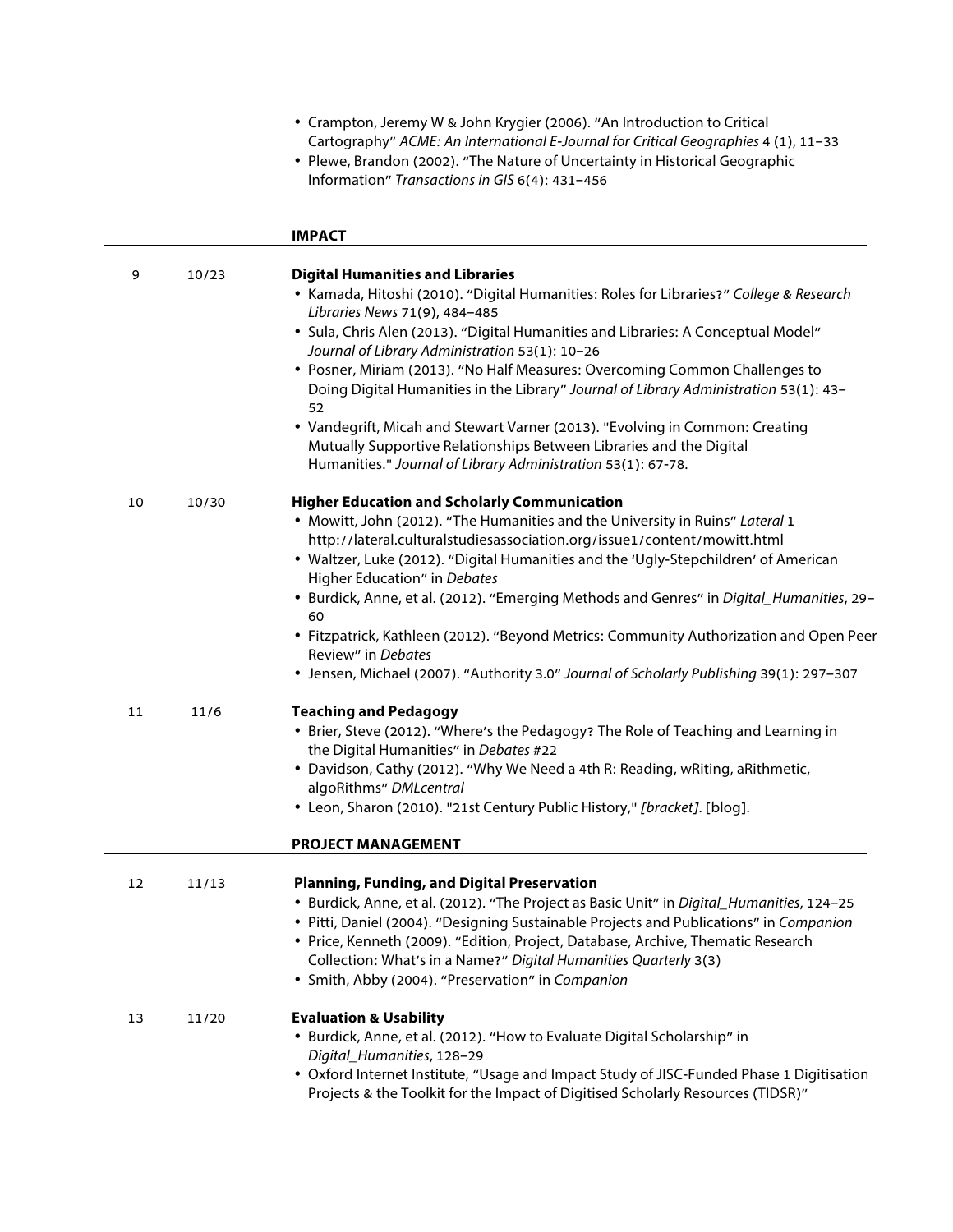- Crampton, Jeremy W & John Krygier (2006). "An Introduction to Critical Cartography" *ACME: An International E-Journal for Critical Geographies* 4 (1), 11–33
- Plewe, Brandon (2002). "The Nature of Uncertainty in Historical Geographic Information" *Transactions in GIS* 6(4): 431–456

## IMPACT

| | | |
|---|---|---|
| 9 | 10/23 | **Digital Humanities and Libraries**<br>• Kamada, Hitoshi (2010). "Digital Humanities: Roles for Libraries?" *College & Research Libraries News* 71(9), 484–485<br>• Sula, Chris Alen (2013). "Digital Humanities and Libraries: A Conceptual Model" *Journal of Library Administration* 53(1): 10–26<br>• Posner, Miriam (2013). "No Half Measures: Overcoming Common Challenges to Doing Digital Humanities in the Library" *Journal of Library Administration* 53(1): 43–52<br>• Vandegrift, Micah and Stewart Varner (2013). "Evolving in Common: Creating Mutually Supportive Relationships Between Libraries and the Digital Humanities." *Journal of Library Administration* 53(1): 67-78. |
| 10 | 10/30 | **Higher Education and Scholarly Communication**<br>• Mowitt, John (2012). "The Humanities and the University in Ruins" *Lateral* 1 http://lateral.culturalstudiesassociation.org/issue1/content/mowitt.html<br>• Waltzer, Luke (2012). "Digital Humanities and the 'Ugly-Stepchildren' of American Higher Education" in *Debates*<br>• Burdick, Anne, et al. (2012). "Emerging Methods and Genres" in *Digital_Humanities*, 29–60<br>• Fitzpatrick, Kathleen (2012). "Beyond Metrics: Community Authorization and Open Peer Review" in *Debates*<br>• Jensen, Michael (2007). "Authority 3.0" *Journal of Scholarly Publishing* 39(1): 297–307 |
| 11 | 11/6 | **Teaching and Pedagogy**<br>• Brier, Steve (2012). "Where's the Pedagogy? The Role of Teaching and Learning in the Digital Humanities" in *Debates* #22<br>• Davidson, Cathy (2012). "Why We Need a 4th R: Reading, wRiting, aRithmetic, algoRithms" *DMLcentral*<br>• Leon, Sharon (2010). "21st Century Public History," *[bracket]*. [blog]. |

## PROJECT MANAGEMENT

| | | |
|---|---|---|
| 12 | 11/13 | **Planning, Funding, and Digital Preservation**<br>• Burdick, Anne, et al. (2012). "The Project as Basic Unit" in *Digital_Humanities*, 124–25<br>• Pitti, Daniel (2004). "Designing Sustainable Projects and Publications" in *Companion*<br>• Price, Kenneth (2009). "Edition, Project, Database, Archive, Thematic Research Collection: What's in a Name?" *Digital Humanities Quarterly* 3(3)<br>• Smith, Abby (2004). "Preservation" in *Companion* |
| 13 | 11/20 | **Evaluation & Usability**<br>• Burdick, Anne, et al. (2012). "How to Evaluate Digital Scholarship" in *Digital_Humanities*, 128–29<br>• Oxford Internet Institute, "Usage and Impact Study of JISC-Funded Phase 1 Digitisation Projects & the Toolkit for the Impact of Digitised Scholarly Resources (TIDSR)" |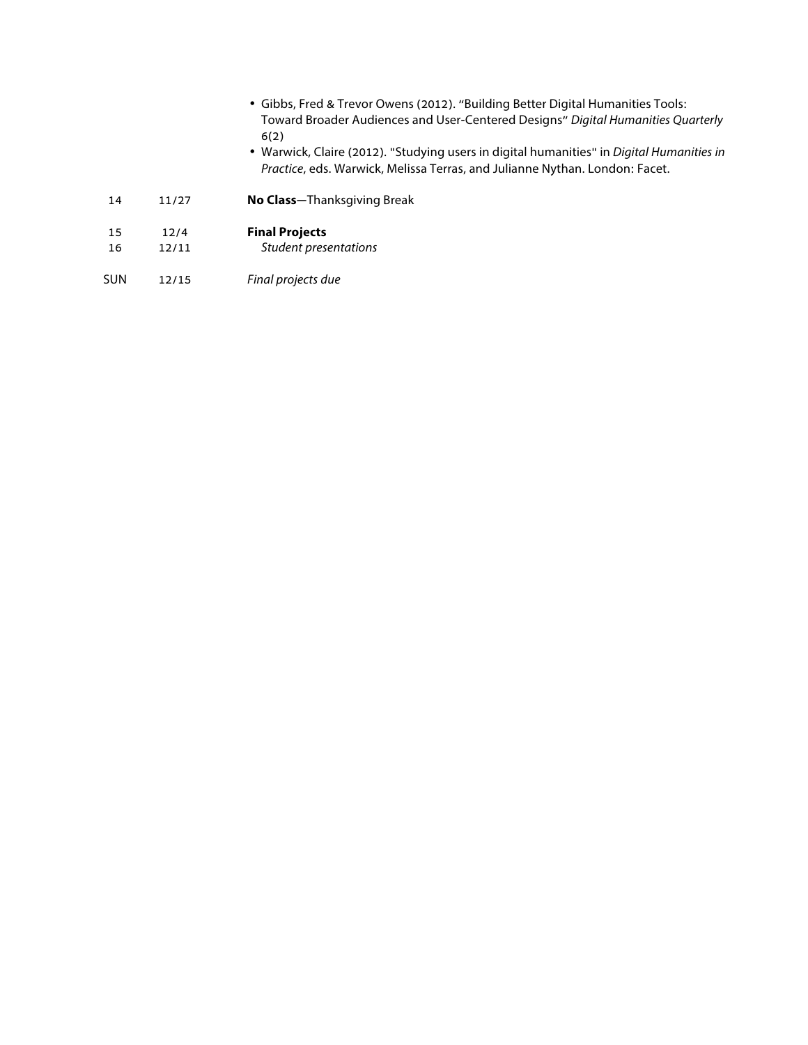- Gibbs, Fred & Trevor Owens (2012). "Building Better Digital Humanities Tools: Toward Broader Audiences and User-Centered Designs" *Digital Humanities Quarterly* 6(2)
- Warwick, Claire (2012). "Studying users in digital humanities" in *Digital Humanities in Practice*, eds. Warwick, Melissa Terras, and Julianne Nythan. London: Facet.

| | | |
|---|---|---|
| 14 | 11/27 | **No Class**—Thanksgiving Break |
| 15 | 12/4 | **Final Projects** |
| 16 | 12/11 | *Student presentations* |
| SUN | 12/15 | *Final projects due* |